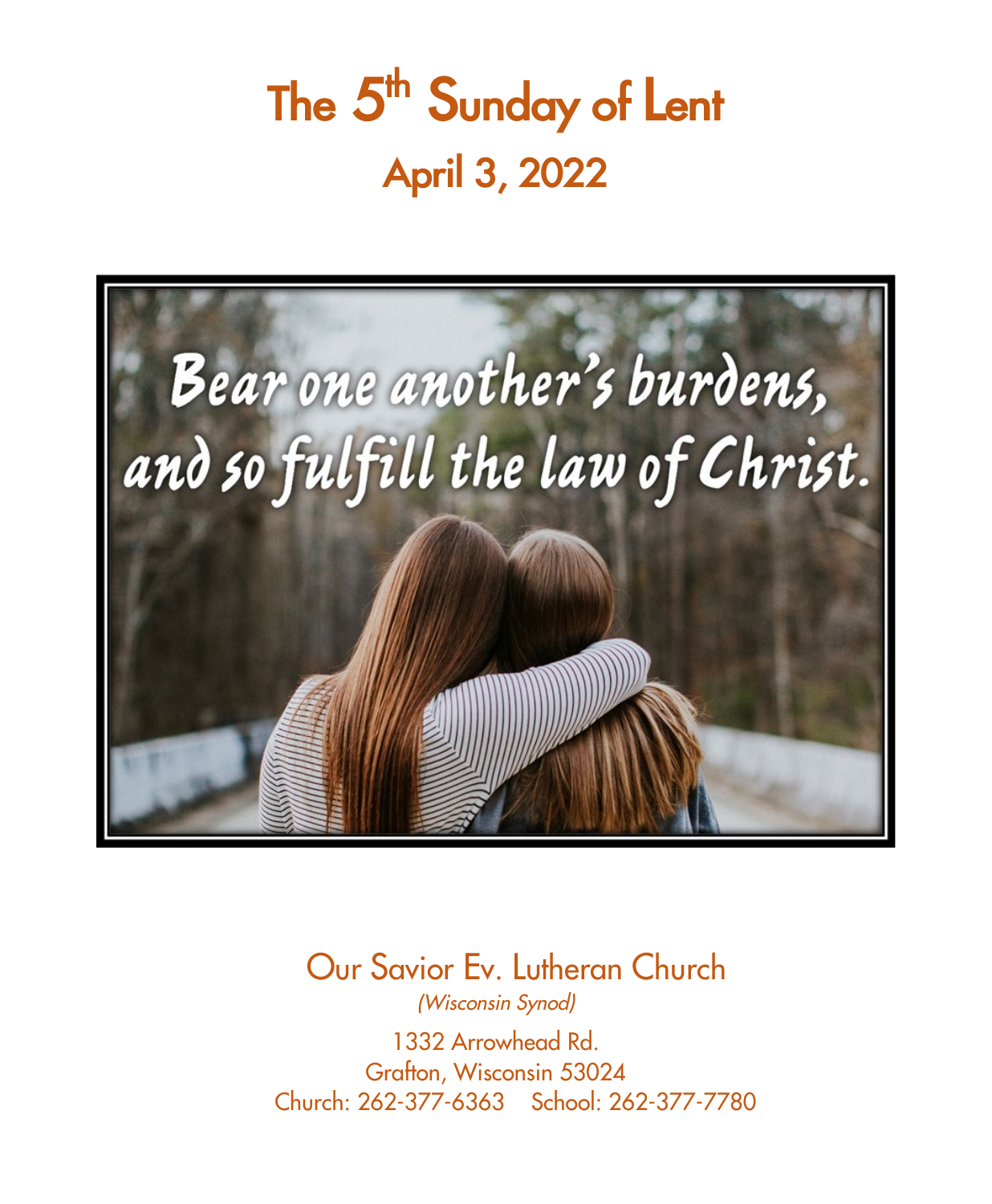# The 5th Sunday of Lent

## April 3, 2022

Bear one another's burdens, and so fulfill the law of Christ.

Our Savior Ev. Lutheran Church

*(Wisconsin Synod)*

1332 Arrowhead Rd.
Grafton, Wisconsin 53024
Church: 262-377-6363  School: 262-377-7780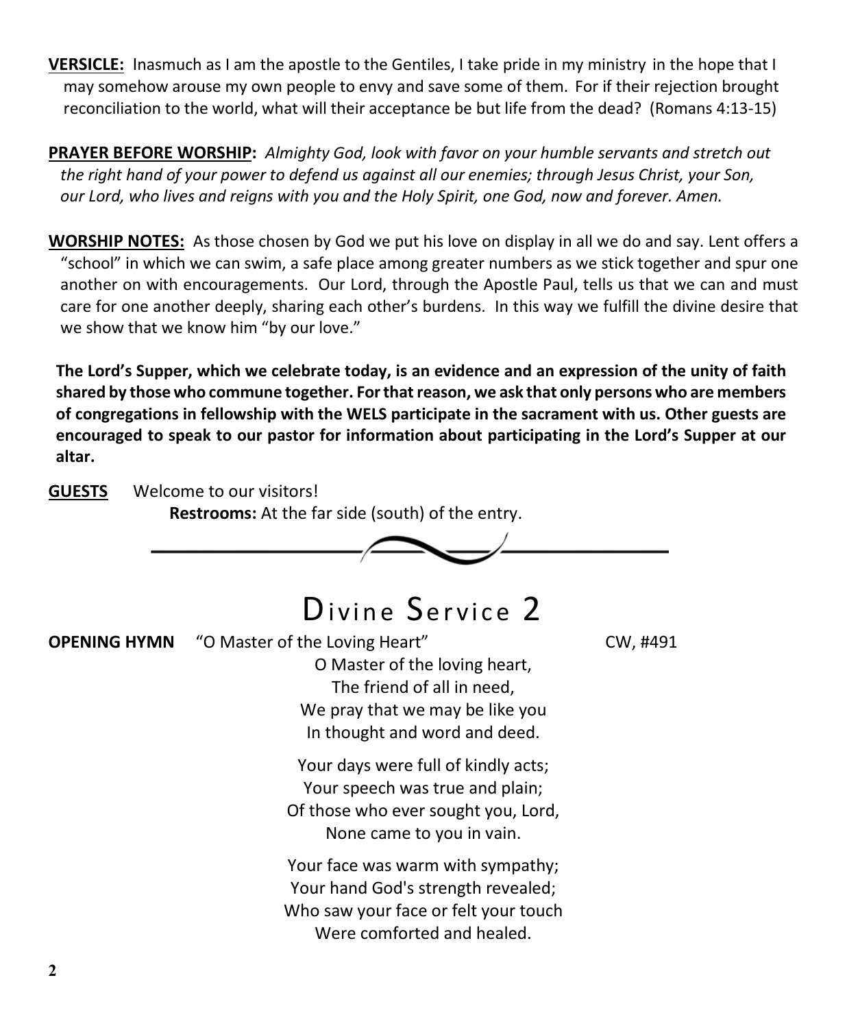**VERSICLE:** Inasmuch as I am the apostle to the Gentiles, I take pride in my ministry in the hope that I may somehow arouse my own people to envy and save some of them. For if their rejection brought reconciliation to the world, what will their acceptance be but life from the dead? (Romans 4:13-15)

**PRAYER BEFORE WORSHIP:** *Almighty God, look with favor on your humble servants and stretch out the right hand of your power to defend us against all our enemies; through Jesus Christ, your Son, our Lord, who lives and reigns with you and the Holy Spirit, one God, now and forever. Amen.*

**WORSHIP NOTES:** As those chosen by God we put his love on display in all we do and say. Lent offers a "school" in which we can swim, a safe place among greater numbers as we stick together and spur one another on with encouragements. Our Lord, through the Apostle Paul, tells us that we can and must care for one another deeply, sharing each other's burdens. In this way we fulfill the divine desire that we show that we know him "by our love."

**The Lord's Supper, which we celebrate today, is an evidence and an expression of the unity of faith shared by those who commune together. For that reason, we ask that only persons who are members of congregations in fellowship with the WELS participate in the sacrament with us. Other guests are encouraged to speak to our pastor for information about participating in the Lord's Supper at our altar.**

**GUESTS** Welcome to our visitors!

**Restrooms:** At the far side (south) of the entry.

# Divine Service 2

**OPENING HYMN** "O Master of the Loving Heart" CW, #491

O Master of the loving heart,
The friend of all in need,
We pray that we may be like you
In thought and word and deed.

Your days were full of kindly acts;
Your speech was true and plain;
Of those who ever sought you, Lord,
None came to you in vain.

Your face was warm with sympathy;
Your hand God's strength revealed;
Who saw your face or felt your touch
Were comforted and healed.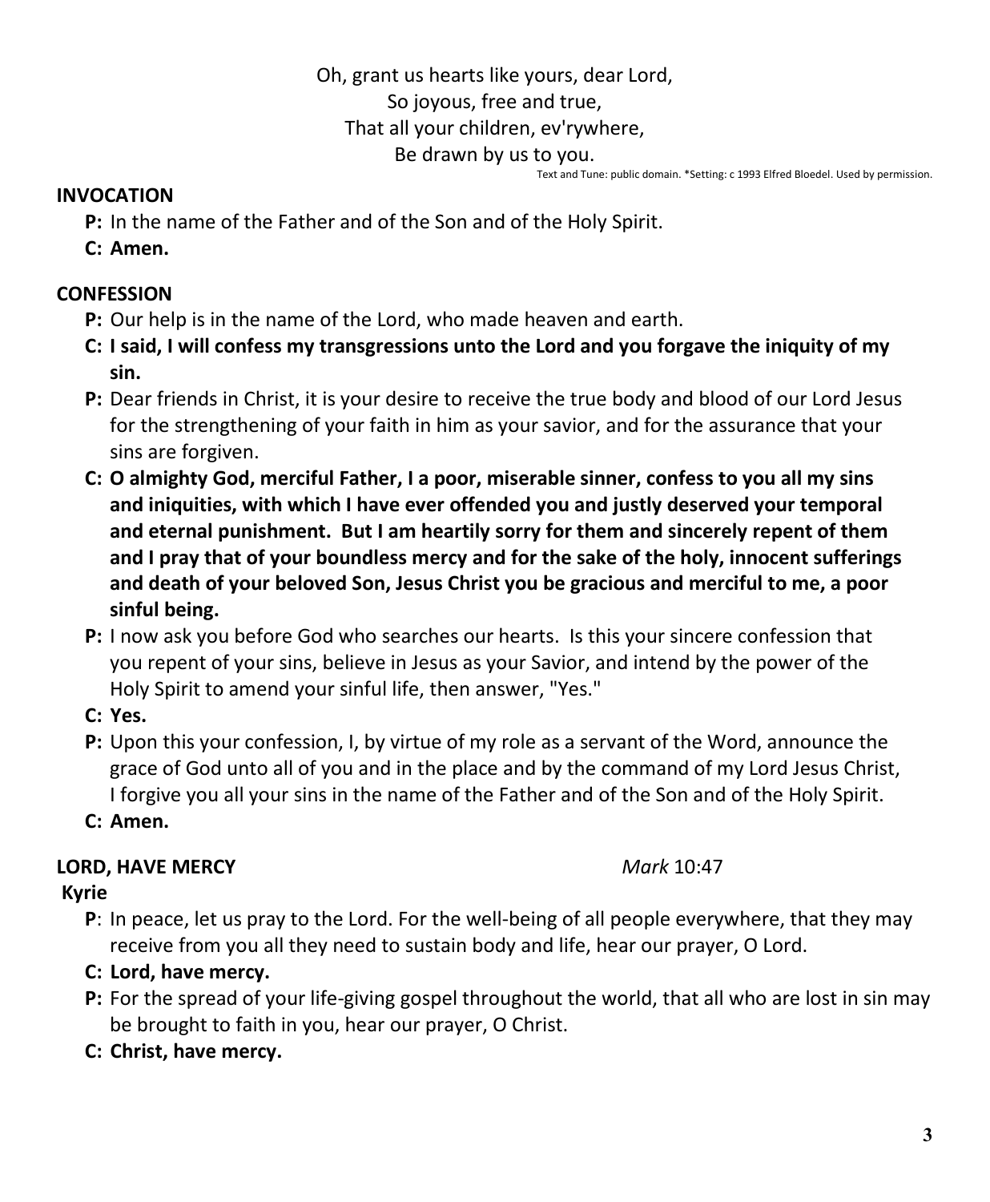Oh, grant us hearts like yours, dear Lord,
So joyous, free and true,
That all your children, ev'rywhere,
Be drawn by us to you.

Text and Tune: public domain. *Setting: c 1993 Elfred Bloedel. Used by permission.

## INVOCATION

**P:** In the name of the Father and of the Son and of the Holy Spirit.

**C: Amen.**

## CONFESSION

**P:** Our help is in the name of the Lord, who made heaven and earth.

**C: I said, I will confess my transgressions unto the Lord and you forgave the iniquity of my sin.**

**P:** Dear friends in Christ, it is your desire to receive the true body and blood of our Lord Jesus for the strengthening of your faith in him as your savior, and for the assurance that your sins are forgiven.

**C: O almighty God, merciful Father, I a poor, miserable sinner, confess to you all my sins and iniquities, with which I have ever offended you and justly deserved your temporal and eternal punishment. But I am heartily sorry for them and sincerely repent of them and I pray that of your boundless mercy and for the sake of the holy, innocent sufferings and death of your beloved Son, Jesus Christ you be gracious and merciful to me, a poor sinful being.**

**P:** I now ask you before God who searches our hearts. Is this your sincere confession that you repent of your sins, believe in Jesus as your Savior, and intend by the power of the Holy Spirit to amend your sinful life, then answer, "Yes."

**C: Yes.**

**P:** Upon this your confession, I, by virtue of my role as a servant of the Word, announce the grace of God unto all of you and in the place and by the command of my Lord Jesus Christ, I forgive you all your sins in the name of the Father and of the Son and of the Holy Spirit.

**C: Amen.**

## LORD, HAVE MERCY *Mark* 10:47

**Kyrie**

**P**: In peace, let us pray to the Lord. For the well-being of all people everywhere, that they may receive from you all they need to sustain body and life, hear our prayer, O Lord.

**C: Lord, have mercy.**

**P:** For the spread of your life-giving gospel throughout the world, that all who are lost in sin may be brought to faith in you, hear our prayer, O Christ.

**C: Christ, have mercy.**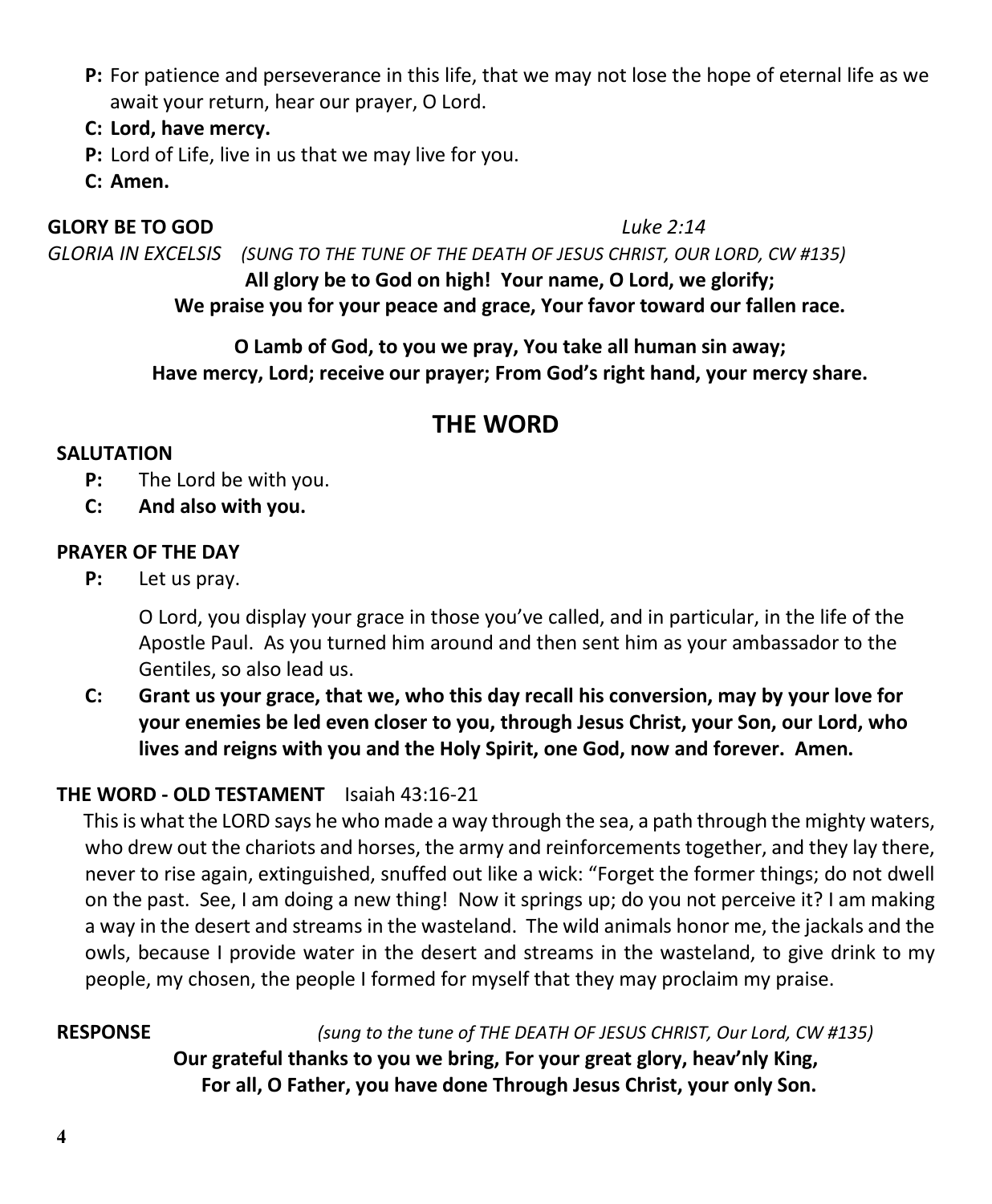**P:** For patience and perseverance in this life, that we may not lose the hope of eternal life as we await your return, hear our prayer, O Lord.

**C: Lord, have mercy.**

**P:** Lord of Life, live in us that we may live for you.

**C: Amen.**

**GLORY BE TO GOD** *Luke 2:14*

*GLORIA IN EXCELSIS (SUNG TO THE TUNE OF THE DEATH OF JESUS CHRIST, OUR LORD, CW #135)*

**All glory be to God on high! Your name, O Lord, we glorify;**
**We praise you for your peace and grace, Your favor toward our fallen race.**

**O Lamb of God, to you we pray, You take all human sin away;**
**Have mercy, Lord; receive our prayer; From God's right hand, your mercy share.**

## THE WORD

**SALUTATION**

**P:** The Lord be with you.

**C: And also with you.**

**PRAYER OF THE DAY**

**P:** Let us pray.

O Lord, you display your grace in those you've called, and in particular, in the life of the Apostle Paul. As you turned him around and then sent him as your ambassador to the Gentiles, so also lead us.

**C: Grant us your grace, that we, who this day recall his conversion, may by your love for your enemies be led even closer to you, through Jesus Christ, your Son, our Lord, who lives and reigns with you and the Holy Spirit, one God, now and forever. Amen.**

**THE WORD - OLD TESTAMENT** Isaiah 43:16-21

This is what the LORD says he who made a way through the sea, a path through the mighty waters, who drew out the chariots and horses, the army and reinforcements together, and they lay there, never to rise again, extinguished, snuffed out like a wick: "Forget the former things; do not dwell on the past. See, I am doing a new thing! Now it springs up; do you not perceive it? I am making a way in the desert and streams in the wasteland. The wild animals honor me, the jackals and the owls, because I provide water in the desert and streams in the wasteland, to give drink to my people, my chosen, the people I formed for myself that they may proclaim my praise.

**RESPONSE** *(sung to the tune of THE DEATH OF JESUS CHRIST, Our Lord, CW #135)*

**Our grateful thanks to you we bring, For your great glory, heav'nly King,**
**For all, O Father, you have done Through Jesus Christ, your only Son.**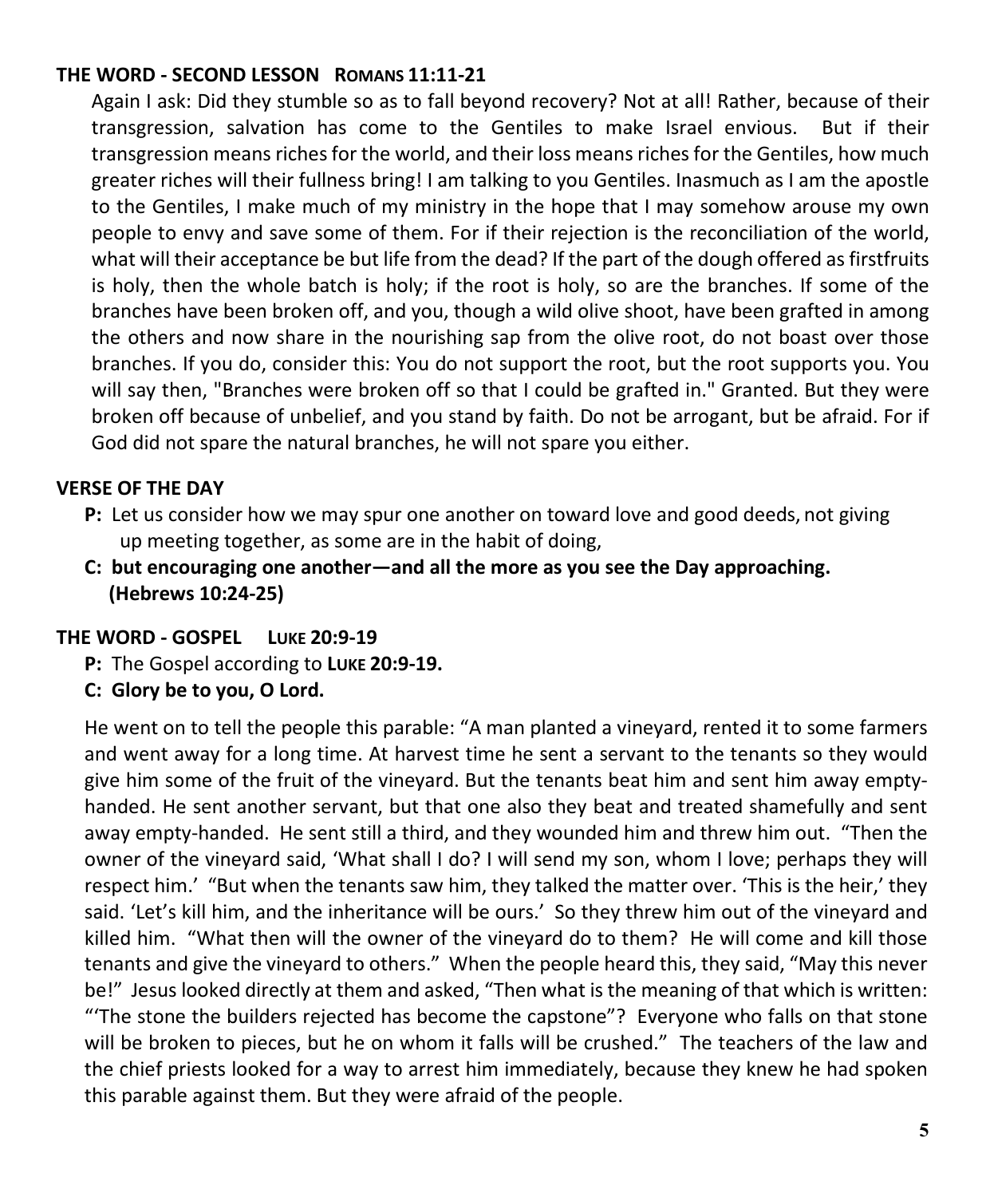**THE WORD - SECOND LESSON ROMANS 11:11-21**

Again I ask: Did they stumble so as to fall beyond recovery? Not at all! Rather, because of their transgression, salvation has come to the Gentiles to make Israel envious. But if their transgression means riches for the world, and their loss means riches for the Gentiles, how much greater riches will their fullness bring! I am talking to you Gentiles. Inasmuch as I am the apostle to the Gentiles, I make much of my ministry in the hope that I may somehow arouse my own people to envy and save some of them. For if their rejection is the reconciliation of the world, what will their acceptance be but life from the dead? If the part of the dough offered as firstfruits is holy, then the whole batch is holy; if the root is holy, so are the branches. If some of the branches have been broken off, and you, though a wild olive shoot, have been grafted in among the others and now share in the nourishing sap from the olive root, do not boast over those branches. If you do, consider this: You do not support the root, but the root supports you. You will say then, "Branches were broken off so that I could be grafted in." Granted. But they were broken off because of unbelief, and you stand by faith. Do not be arrogant, but be afraid. For if God did not spare the natural branches, he will not spare you either.

**VERSE OF THE DAY**

**P:** Let us consider how we may spur one another on toward love and good deeds, not giving up meeting together, as some are in the habit of doing,

**C: but encouraging one another—and all the more as you see the Day approaching. (Hebrews 10:24-25)**

**THE WORD - GOSPEL LUKE 20:9-19**

**P:** The Gospel according to **LUKE 20:9-19.**

**C: Glory be to you, O Lord.**

He went on to tell the people this parable: "A man planted a vineyard, rented it to some farmers and went away for a long time. At harvest time he sent a servant to the tenants so they would give him some of the fruit of the vineyard. But the tenants beat him and sent him away empty-handed. He sent another servant, but that one also they beat and treated shamefully and sent away empty-handed. He sent still a third, and they wounded him and threw him out. "Then the owner of the vineyard said, 'What shall I do? I will send my son, whom I love; perhaps they will respect him.' "But when the tenants saw him, they talked the matter over. 'This is the heir,' they said. 'Let's kill him, and the inheritance will be ours.' So they threw him out of the vineyard and killed him. "What then will the owner of the vineyard do to them? He will come and kill those tenants and give the vineyard to others." When the people heard this, they said, "May this never be!" Jesus looked directly at them and asked, "Then what is the meaning of that which is written: "'The stone the builders rejected has become the capstone"? Everyone who falls on that stone will be broken to pieces, but he on whom it falls will be crushed." The teachers of the law and the chief priests looked for a way to arrest him immediately, because they knew he had spoken this parable against them. But they were afraid of the people.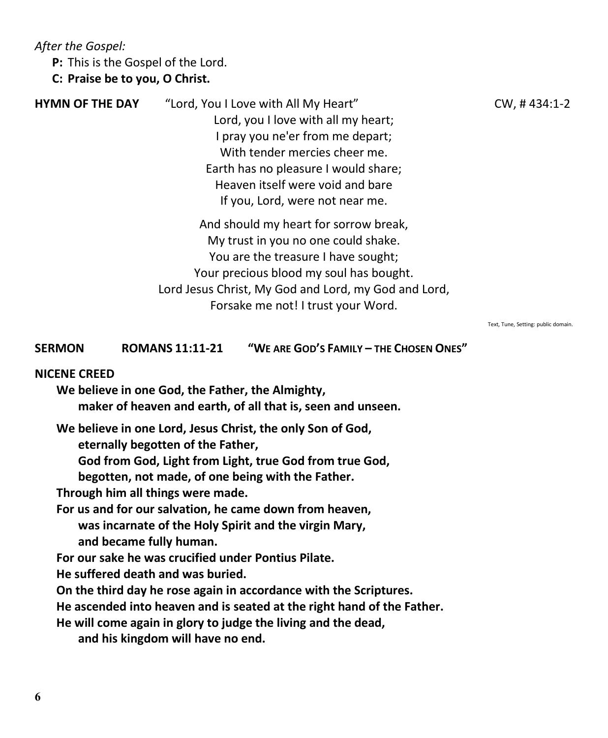*After the Gospel:*

**P:** This is the Gospel of the Lord.

**C: Praise be to you, O Christ.**

**HYMN OF THE DAY** "Lord, You I Love with All My Heart" CW, # 434:1-2

Lord, you I love with all my heart;
I pray you ne'er from me depart;
With tender mercies cheer me.
Earth has no pleasure I would share;
Heaven itself were void and bare
If you, Lord, were not near me.

And should my heart for sorrow break,
My trust in you no one could shake.
You are the treasure I have sought;
Your precious blood my soul has bought.
Lord Jesus Christ, My God and Lord, my God and Lord,
Forsake me not! I trust your Word.

Text, Tune, Setting: public domain.

**SERMON ROMANS 11:11-21 "WE ARE GOD'S FAMILY – THE CHOSEN ONES"**

**NICENE CREED**

**We believe in one God, the Father, the Almighty,
maker of heaven and earth, of all that is, seen and unseen.**

**We believe in one Lord, Jesus Christ, the only Son of God,
eternally begotten of the Father,
God from God, Light from Light, true God from true God,
begotten, not made, of one being with the Father.
Through him all things were made.
For us and for our salvation, he came down from heaven,
was incarnate of the Holy Spirit and the virgin Mary,
and became fully human.
For our sake he was crucified under Pontius Pilate.
He suffered death and was buried.
On the third day he rose again in accordance with the Scriptures.
He ascended into heaven and is seated at the right hand of the Father.
He will come again in glory to judge the living and the dead,
and his kingdom will have no end.**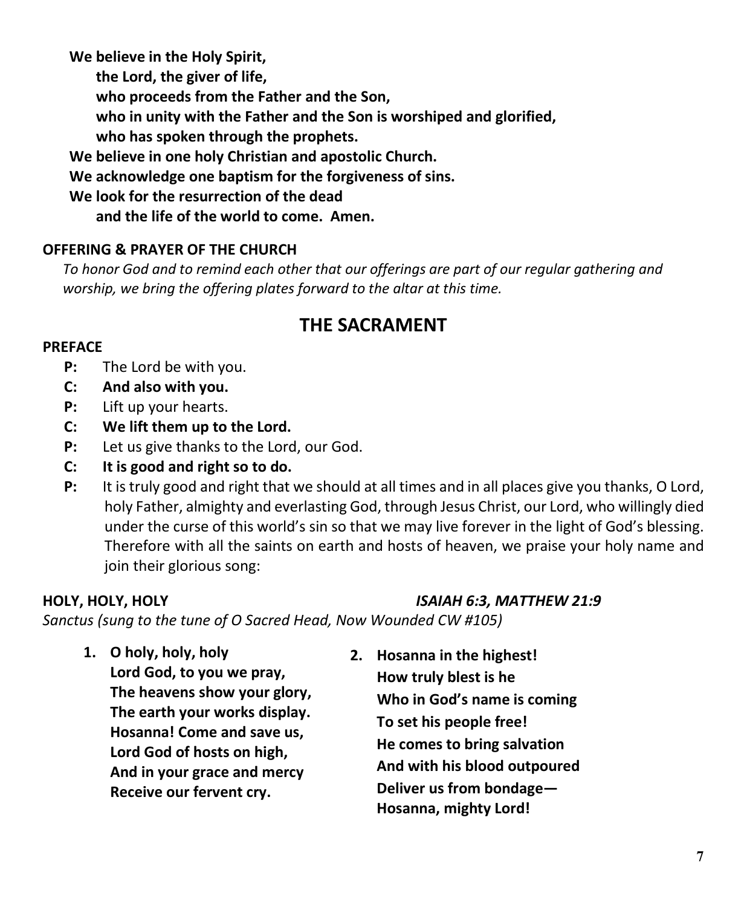**We believe in the Holy Spirit,**
**the Lord, the giver of life,**
**who proceeds from the Father and the Son,**
**who in unity with the Father and the Son is worshiped and glorified,**
**who has spoken through the prophets.**
**We believe in one holy Christian and apostolic Church.**
**We acknowledge one baptism for the forgiveness of sins.**
**We look for the resurrection of the dead**
**and the life of the world to come. Amen.**

**OFFERING & PRAYER OF THE CHURCH**

*To honor God and to remind each other that our offerings are part of our regular gathering and worship, we bring the offering plates forward to the altar at this time.*

## THE SACRAMENT

**PREFACE**

**P:** The Lord be with you.
**C: And also with you.**
**P:** Lift up your hearts.
**C: We lift them up to the Lord.**
**P:** Let us give thanks to the Lord, our God.
**C: It is good and right so to do.**
**P:** It is truly good and right that we should at all times and in all places give you thanks, O Lord, holy Father, almighty and everlasting God, through Jesus Christ, our Lord, who willingly died under the curse of this world's sin so that we may live forever in the light of God's blessing. Therefore with all the saints on earth and hosts of heaven, we praise your holy name and join their glorious song:

**HOLY, HOLY, HOLY** *ISAIAH 6:3, MATTHEW 21:9*

*Sanctus (sung to the tune of O Sacred Head, Now Wounded CW #105)*

1. **O holy, holy, holy**
   **Lord God, to you we pray,**
   **The heavens show your glory,**
   **The earth your works display.**
   **Hosanna! Come and save us,**
   **Lord God of hosts on high,**
   **And in your grace and mercy**
   **Receive our fervent cry.**

2. **Hosanna in the highest!**
   **How truly blest is he**
   **Who in God's name is coming**
   **To set his people free!**
   **He comes to bring salvation**
   **And with his blood outpoured**
   **Deliver us from bondage—**
   **Hosanna, mighty Lord!**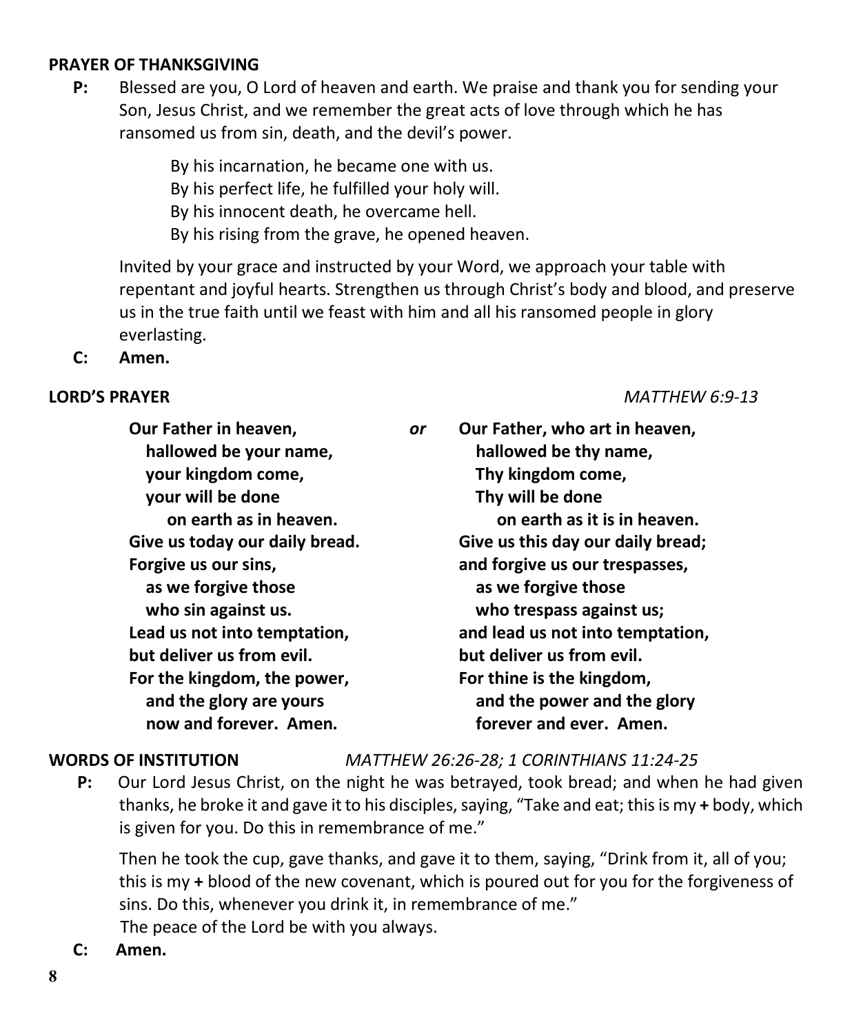**PRAYER OF THANKSGIVING**

**P:** Blessed are you, O Lord of heaven and earth. We praise and thank you for sending your Son, Jesus Christ, and we remember the great acts of love through which he has ransomed us from sin, death, and the devil's power.

By his incarnation, he became one with us.
By his perfect life, he fulfilled your holy will.
By his innocent death, he overcame hell.
By his rising from the grave, he opened heaven.

Invited by your grace and instructed by your Word, we approach your table with repentant and joyful hearts. Strengthen us through Christ's body and blood, and preserve us in the true faith until we feast with him and all his ransomed people in glory everlasting.

**C: Amen.**

**LORD'S PRAYER** *MATTHEW 6:9-13*

**Our Father in heaven,**
**hallowed be your name,**
**your kingdom come,**
**your will be done**
**on earth as in heaven.**
**Give us today our daily bread.**
**Forgive us our sins,**
**as we forgive those**
**who sin against us.**
**Lead us not into temptation,**
**but deliver us from evil.**
**For the kingdom, the power,**
**and the glory are yours**
**now and forever. Amen.**

*or*

**Our Father, who art in heaven,**
**hallowed be thy name,**
**Thy kingdom come,**
**Thy will be done**
**on earth as it is in heaven.**
**Give us this day our daily bread;**
**and forgive us our trespasses,**
**as we forgive those**
**who trespass against us;**
**and lead us not into temptation,**
**but deliver us from evil.**
**For thine is the kingdom,**
**and the power and the glory**
**forever and ever. Amen.**

**WORDS OF INSTITUTION** *MATTHEW 26:26-28; 1 CORINTHIANS 11:24-25*

**P:** Our Lord Jesus Christ, on the night he was betrayed, took bread; and when he had given thanks, he broke it and gave it to his disciples, saying, "Take and eat; this is my **+** body, which is given for you. Do this in remembrance of me."

Then he took the cup, gave thanks, and gave it to them, saying, "Drink from it, all of you; this is my **+** blood of the new covenant, which is poured out for you for the forgiveness of sins. Do this, whenever you drink it, in remembrance of me."
The peace of the Lord be with you always.

**C: Amen.**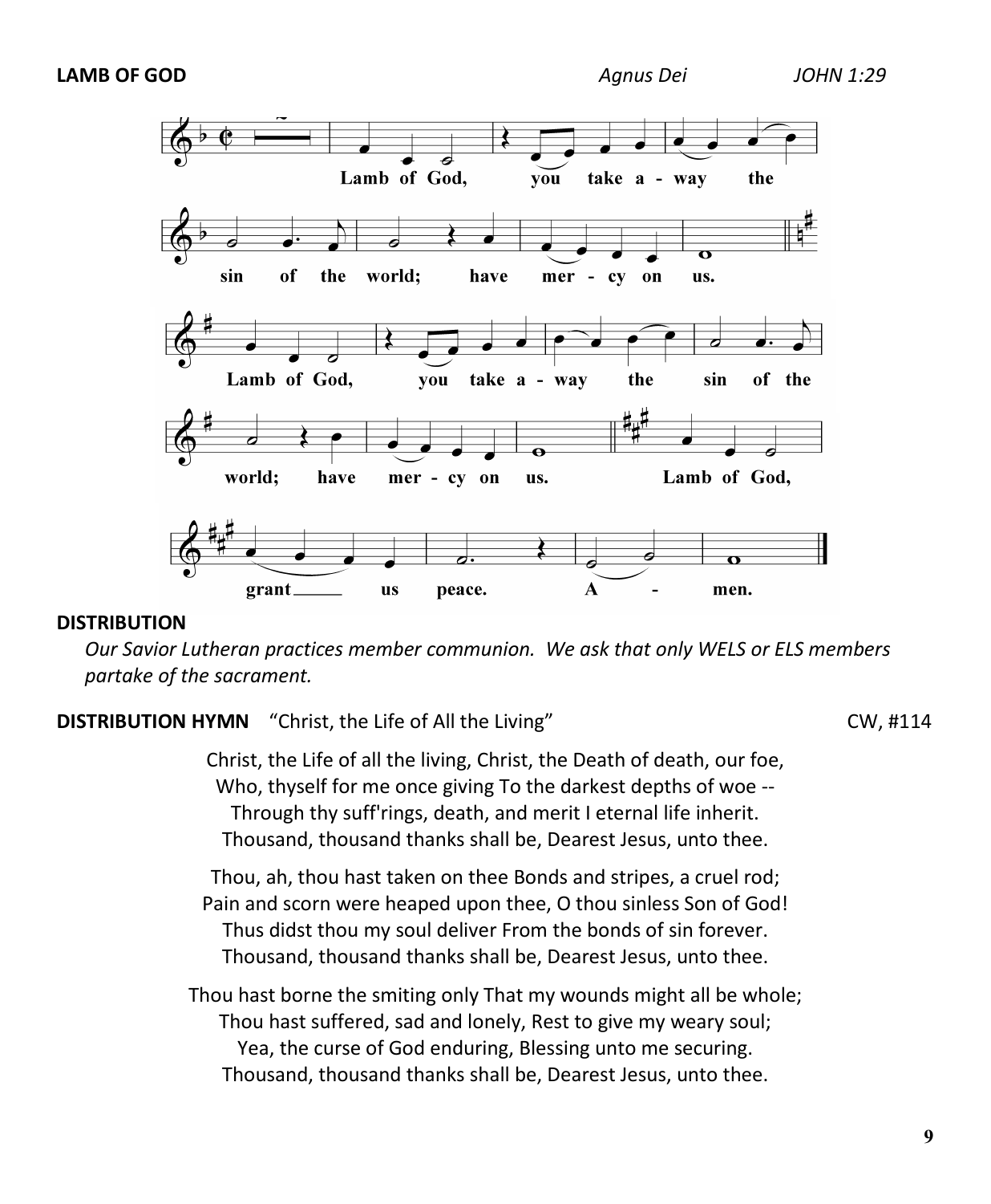**LAMB OF GOD** *Agnus Dei* *JOHN 1:29*

Lamb of God, you take away the sin of the world; have mercy on us.

Lamb of God, you take away the sin of the world; have mercy on us.

Lamb of God, grant us peace. Amen.

**DISTRIBUTION**

*Our Savior Lutheran practices member communion. We ask that only WELS or ELS members partake of the sacrament.*

**DISTRIBUTION HYMN** "Christ, the Life of All the Living" CW, #114

Christ, the Life of all the living, Christ, the Death of death, our foe,
Who, thyself for me once giving To the darkest depths of woe --
Through thy suff'rings, death, and merit I eternal life inherit.
Thousand, thousand thanks shall be, Dearest Jesus, unto thee.

Thou, ah, thou hast taken on thee Bonds and stripes, a cruel rod;
Pain and scorn were heaped upon thee, O thou sinless Son of God!
Thus didst thou my soul deliver From the bonds of sin forever.
Thousand, thousand thanks shall be, Dearest Jesus, unto thee.

Thou hast borne the smiting only That my wounds might all be whole;
Thou hast suffered, sad and lonely, Rest to give my weary soul;
Yea, the curse of God enduring, Blessing unto me securing.
Thousand, thousand thanks shall be, Dearest Jesus, unto thee.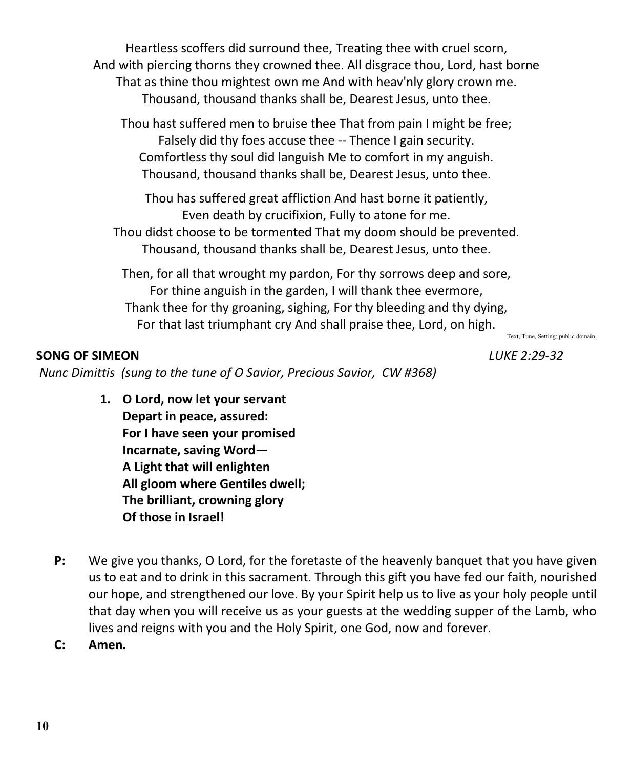Heartless scoffers did surround thee, Treating thee with cruel scorn,
And with piercing thorns they crowned thee. All disgrace thou, Lord, hast borne
That as thine thou mightest own me And with heav'nly glory crown me.
Thousand, thousand thanks shall be, Dearest Jesus, unto thee.

Thou hast suffered men to bruise thee That from pain I might be free;
Falsely did thy foes accuse thee -- Thence I gain security.
Comfortless thy soul did languish Me to comfort in my anguish.
Thousand, thousand thanks shall be, Dearest Jesus, unto thee.

Thou has suffered great affliction And hast borne it patiently,
Even death by crucifixion, Fully to atone for me.
Thou didst choose to be tormented That my doom should be prevented.
Thousand, thousand thanks shall be, Dearest Jesus, unto thee.

Then, for all that wrought my pardon, For thy sorrows deep and sore,
For thine anguish in the garden, I will thank thee evermore,
Thank thee for thy groaning, sighing, For thy bleeding and thy dying,
For that last triumphant cry And shall praise thee, Lord, on high.

Text, Tune, Setting: public domain.

**SONG OF SIMEON** *LUKE 2:29-32*

*Nunc Dimittis (sung to the tune of O Savior, Precious Savior, CW #368)*

1. **O Lord, now let your servant**
   **Depart in peace, assured:**
   **For I have seen your promised**
   **Incarnate, saving Word—**
   **A Light that will enlighten**
   **All gloom where Gentiles dwell;**
   **The brilliant, crowning glory**
   **Of those in Israel!**

**P:** We give you thanks, O Lord, for the foretaste of the heavenly banquet that you have given us to eat and to drink in this sacrament. Through this gift you have fed our faith, nourished our hope, and strengthened our love. By your Spirit help us to live as your holy people until that day when you will receive us as your guests at the wedding supper of the Lamb, who lives and reigns with you and the Holy Spirit, one God, now and forever.

**C: Amen.**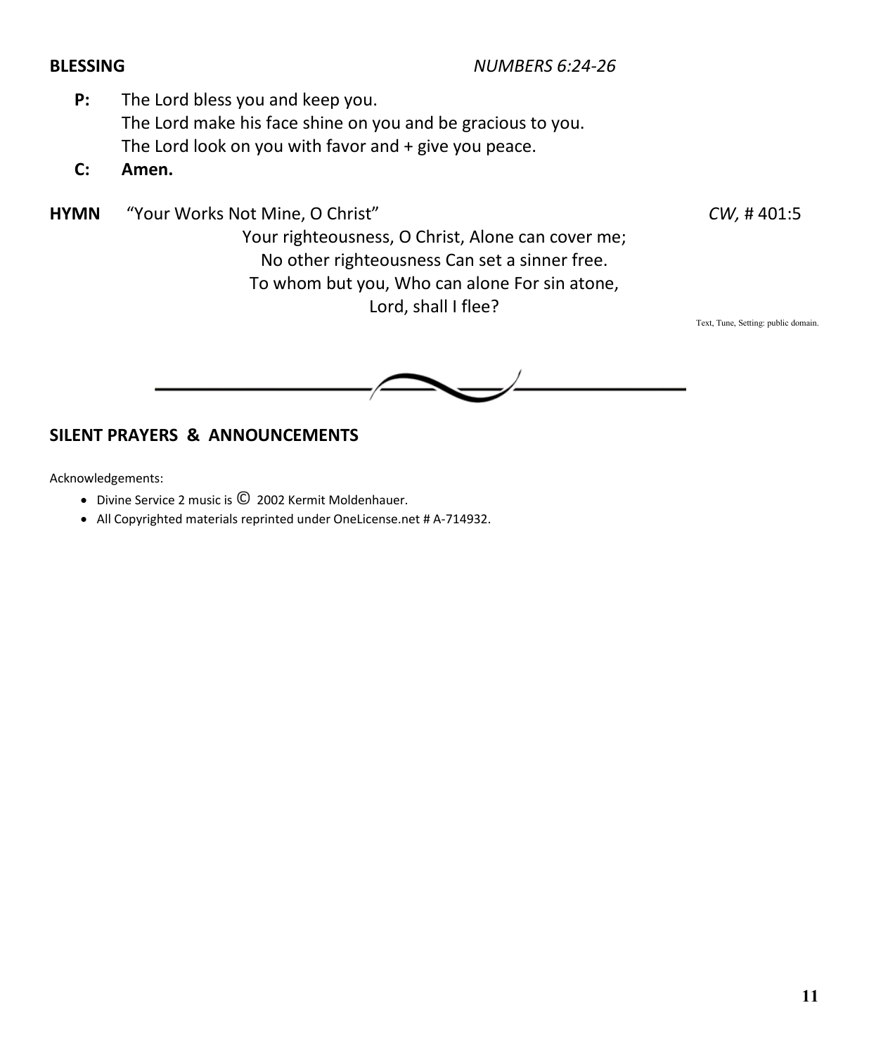**BLESSING** *NUMBERS 6:24-26*

**P:** The Lord bless you and keep you.
The Lord make his face shine on you and be gracious to you.
The Lord look on you with favor and + give you peace.

**C:** **Amen.**

**HYMN** "Your Works Not Mine, O Christ" *CW,* # 401:5

Your righteousness, O Christ, Alone can cover me;
No other righteousness Can set a sinner free.
To whom but you, Who can alone For sin atone,
Lord, shall I flee?

Text, Tune, Setting: public domain.

---

**SILENT PRAYERS & ANNOUNCEMENTS**

Acknowledgements:

- Divine Service 2 music is © 2002 Kermit Moldenhauer.
- All Copyrighted materials reprinted under OneLicense.net # A-714932.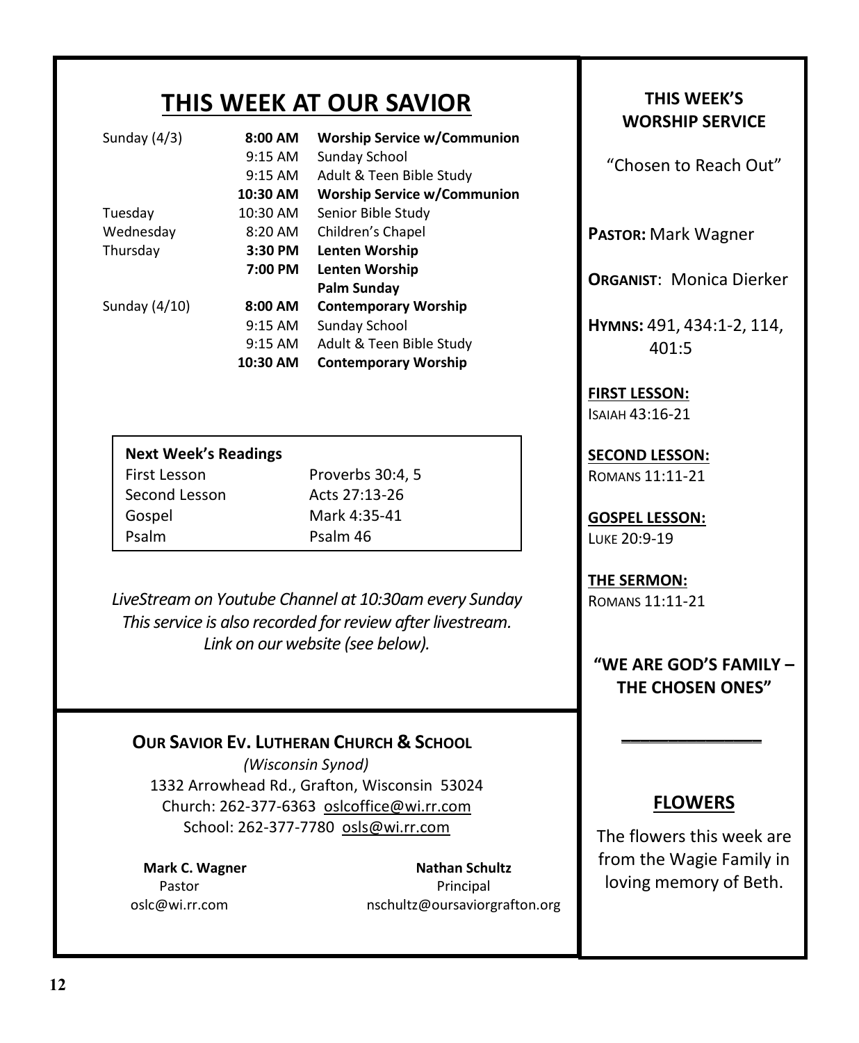# THIS WEEK AT OUR SAVIOR

| | | |
|---|---|---|
| Sunday (4/3) | **8:00 AM** | **Worship Service w/Communion** |
| | 9:15 AM | Sunday School |
| | 9:15 AM | Adult & Teen Bible Study |
| | **10:30 AM** | **Worship Service w/Communion** |
| Tuesday | 10:30 AM | Senior Bible Study |
| Wednesday | 8:20 AM | Children's Chapel |
| Thursday | **3:30 PM** | **Lenten Worship** |
| | **7:00 PM** | **Lenten Worship** |
| | | **Palm Sunday** |
| Sunday (4/10) | **8:00 AM** | **Contemporary Worship** |
| | 9:15 AM | Sunday School |
| | 9:15 AM | Adult & Teen Bible Study |
| | **10:30 AM** | **Contemporary Worship** |

| **Next Week's Readings** | |
|---|---|
| First Lesson | Proverbs 30:4, 5 |
| Second Lesson | Acts 27:13-26 |
| Gospel | Mark 4:35-41 |
| Psalm | Psalm 46 |

*LiveStream on Youtube Channel at 10:30am every Sunday*
*This service is also recorded for review after livestream.*
*Link on our website (see below).*

**OUR SAVIOR EV. LUTHERAN CHURCH & SCHOOL**
*(Wisconsin Synod)*
1332 Arrowhead Rd., Grafton, Wisconsin 53024
Church: 262-377-6363 oslcoffice@wi.rr.com
School: 262-377-7780 osls@wi.rr.com

**Mark C. Wagner**
Pastor
oslc@wi.rr.com

**Nathan Schultz**
Principal
nschultz@oursaviorgrafton.org

## THIS WEEK'S WORSHIP SERVICE

"Chosen to Reach Out"

**PASTOR:** Mark Wagner

**ORGANIST**: Monica Dierker

**HYMNS:** 491, 434:1-2, 114, 401:5

**FIRST LESSON:**
ISAIAH 43:16-21

**SECOND LESSON:**
ROMANS 11:11-21

**GOSPEL LESSON:**
LUKE 20:9-19

**THE SERMON:**
ROMANS 11:11-21

**"WE ARE GOD'S FAMILY – THE CHOSEN ONES"**

---

## FLOWERS

The flowers this week are from the Wagie Family in loving memory of Beth.